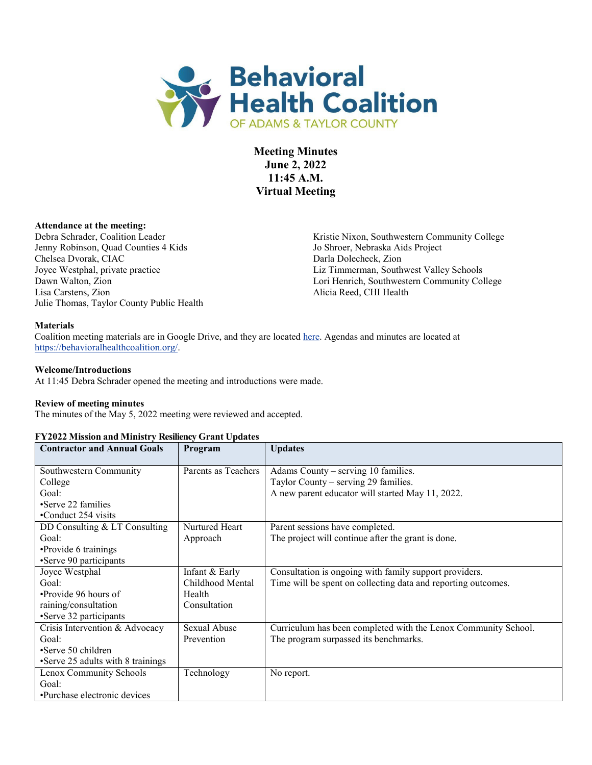Behavioral Health Coalition OF ADAMS & TAYLOR COUNTY

**Meeting Minutes**
**June 2, 2022**
**11:45 A.M.**
**Virtual Meeting**

**Attendance at the meeting:**

Debra Schrader, Coalition Leader
Jenny Robinson, Quad Counties 4 Kids
Chelsea Dvorak, CIAC
Joyce Westphal, private practice
Dawn Walton, Zion
Lisa Carstens, Zion
Julie Thomas, Taylor County Public Health
Kristie Nixon, Southwestern Community College
Jo Shroer, Nebraska Aids Project
Darla Dolecheck, Zion
Liz Timmerman, Southwest Valley Schools
Lori Henrich, Southwestern Community College
Alicia Reed, CHI Health

**Materials**

Coalition meeting materials are in Google Drive, and they are located here. Agendas and minutes are located at https://behavioralhealthcoalition.org/.

**Welcome/Introductions**

At 11:45 Debra Schrader opened the meeting and introductions were made.

**Review of meeting minutes**

The minutes of the May 5, 2022 meeting were reviewed and accepted.

**FY2022 Mission and Ministry Resiliency Grant Updates**

| Contractor and Annual Goals | Program | Updates |
|---|---|---|
| Southwestern Community College<br>Goal:<br>•Serve 22 families<br>•Conduct 254 visits | Parents as Teachers | Adams County – serving 10 families.<br>Taylor County – serving 29 families.<br>A new parent educator will started May 11, 2022. |
| DD Consulting & LT Consulting<br>Goal:<br>•Provide 6 trainings<br>•Serve 90 participants | Nurtured Heart Approach | Parent sessions have completed.<br>The project will continue after the grant is done. |
| Joyce Westphal<br>Goal:<br>•Provide 96 hours of raining/consultation<br>•Serve 32 participants | Infant & Early Childhood Mental Health Consultation | Consultation is ongoing with family support providers.<br>Time will be spent on collecting data and reporting outcomes. |
| Crisis Intervention & Advocacy<br>Goal:<br>•Serve 50 children<br>•Serve 25 adults with 8 trainings | Sexual Abuse Prevention | Curriculum has been completed with the Lenox Community School.<br>The program surpassed its benchmarks. |
| Lenox Community Schools<br>Goal:<br>•Purchase electronic devices | Technology | No report. |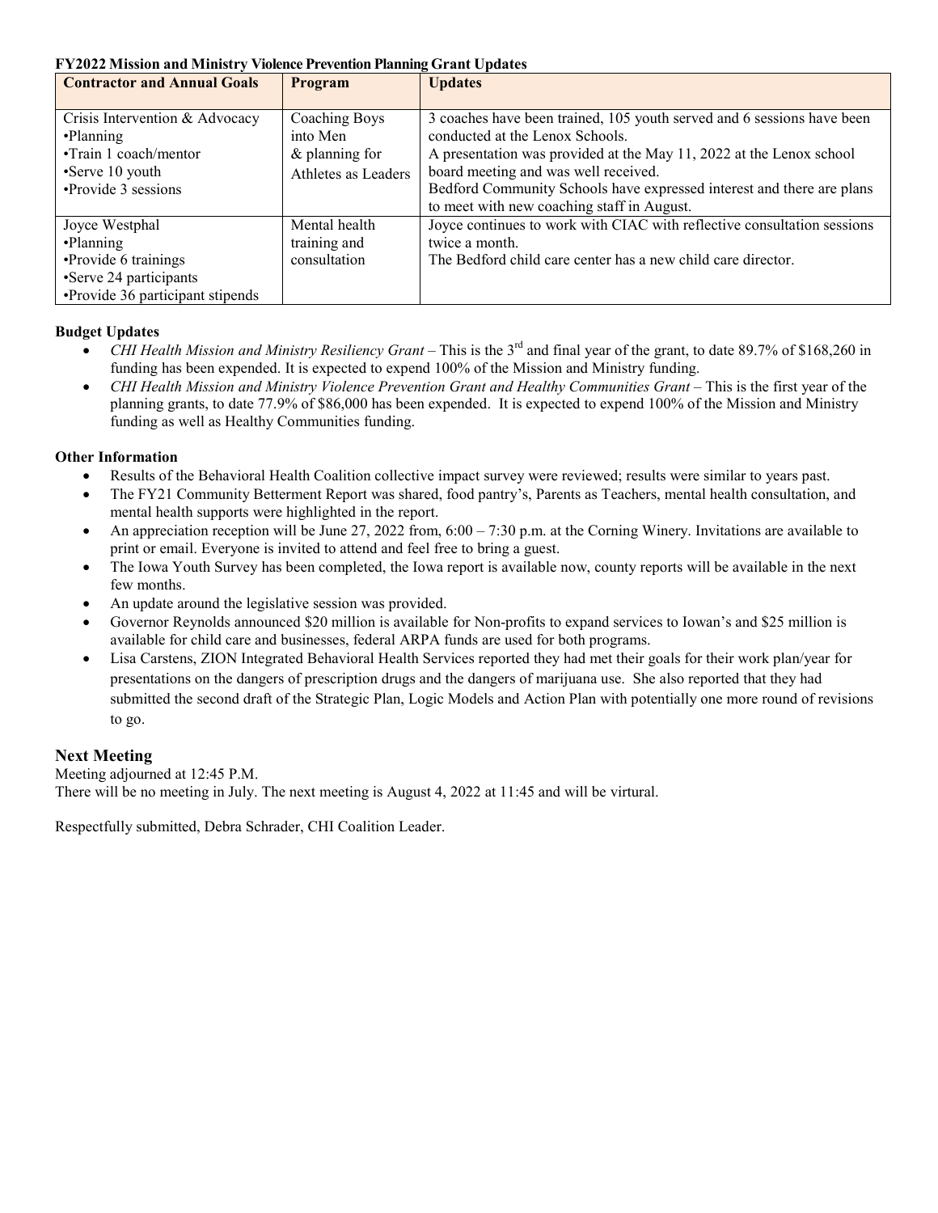**FY2022 Mission and Ministry Violence Prevention Planning Grant Updates**

| Contractor and Annual Goals | Program | Updates |
|---|---|---|
| Crisis Intervention & Advocacy<br>•Planning<br>•Train 1 coach/mentor<br>•Serve 10 youth<br>•Provide 3 sessions | Coaching Boys into Men & planning for Athletes as Leaders | 3 coaches have been trained, 105 youth served and 6 sessions have been conducted at the Lenox Schools.<br>A presentation was provided at the May 11, 2022 at the Lenox school board meeting and was well received.<br>Bedford Community Schools have expressed interest and there are plans to meet with new coaching staff in August. |
| Joyce Westphal<br>•Planning<br>•Provide 6 trainings<br>•Serve 24 participants<br>•Provide 36 participant stipends | Mental health training and consultation | Joyce continues to work with CIAC with reflective consultation sessions twice a month.<br>The Bedford child care center has a new child care director. |

**Budget Updates**

- *CHI Health Mission and Ministry Resiliency Grant* – This is the 3rd and final year of the grant, to date 89.7% of $168,260 in funding has been expended. It is expected to expend 100% of the Mission and Ministry funding.
- *CHI Health Mission and Ministry Violence Prevention Grant and Healthy Communities Grant* – This is the first year of the planning grants, to date 77.9% of $86,000 has been expended. It is expected to expend 100% of the Mission and Ministry funding as well as Healthy Communities funding.

**Other Information**

- Results of the Behavioral Health Coalition collective impact survey were reviewed; results were similar to years past.
- The FY21 Community Betterment Report was shared, food pantry's, Parents as Teachers, mental health consultation, and mental health supports were highlighted in the report.
- An appreciation reception will be June 27, 2022 from, 6:00 – 7:30 p.m. at the Corning Winery. Invitations are available to print or email. Everyone is invited to attend and feel free to bring a guest.
- The Iowa Youth Survey has been completed, the Iowa report is available now, county reports will be available in the next few months.
- An update around the legislative session was provided.
- Governor Reynolds announced $20 million is available for Non-profits to expand services to Iowan's and $25 million is available for child care and businesses, federal ARPA funds are used for both programs.
- Lisa Carstens, ZION Integrated Behavioral Health Services reported they had met their goals for their work plan/year for presentations on the dangers of prescription drugs and the dangers of marijuana use. She also reported that they had submitted the second draft of the Strategic Plan, Logic Models and Action Plan with potentially one more round of revisions to go.

## Next Meeting

Meeting adjourned at 12:45 P.M.
There will be no meeting in July. The next meeting is August 4, 2022 at 11:45 and will be virtural.

Respectfully submitted, Debra Schrader, CHI Coalition Leader.